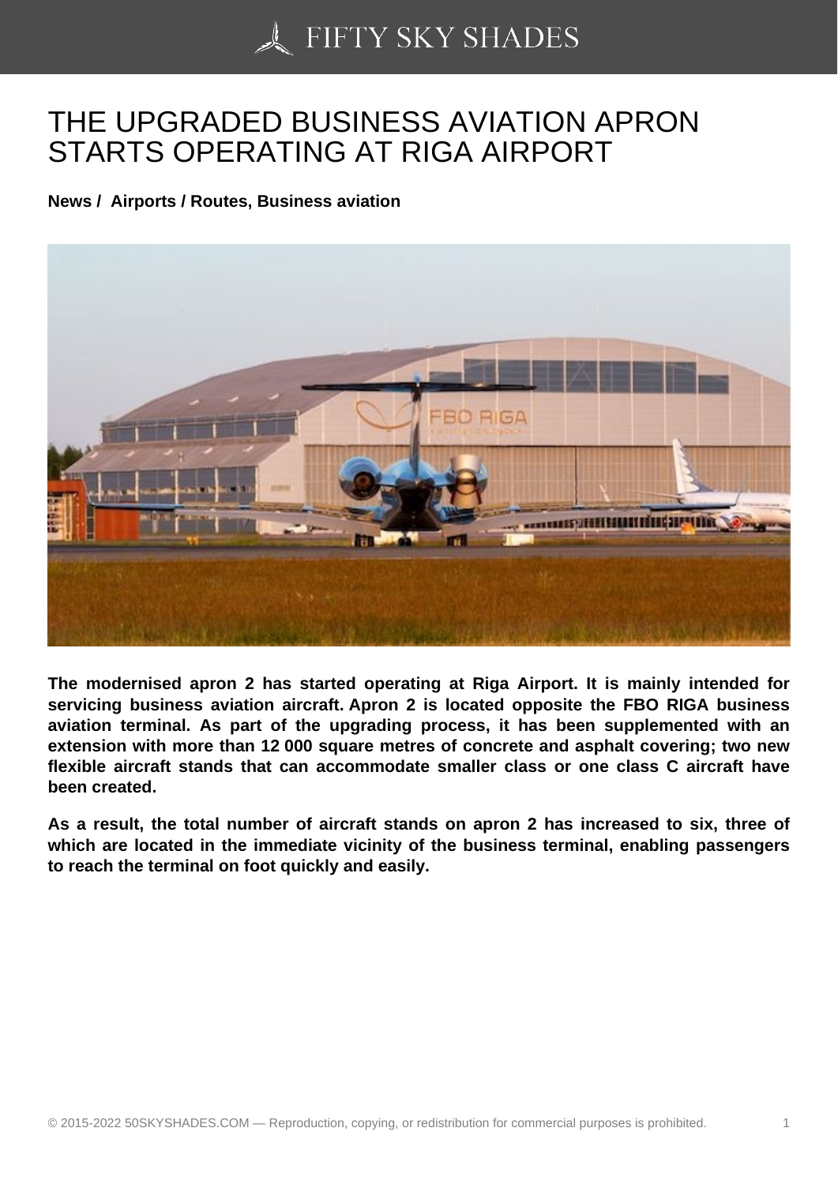# THE UPGRADED BUSINESS AVIATION APRON STARTS OPERATING AT RIGA AIRPORT

**News / Airports / Routes, Business aviation**

**The modernised apron 2 has started operating at Riga Airport. It is mainly intended for servicing business aviation aircraft. Apron 2 is located opposite the FBO RIGA business aviation terminal. As part of the upgrading process, it has been supplemented with an extension with more than 12 000 square metres of concrete and asphalt covering; two new flexible aircraft stands that can accommodate smaller class or one class C aircraft have been created.**

**As a result, the total number of aircraft stands on apron 2 has increased to six, three of which are located in the immediate vicinity of the business terminal, enabling passengers to reach the terminal on foot quickly and easily.**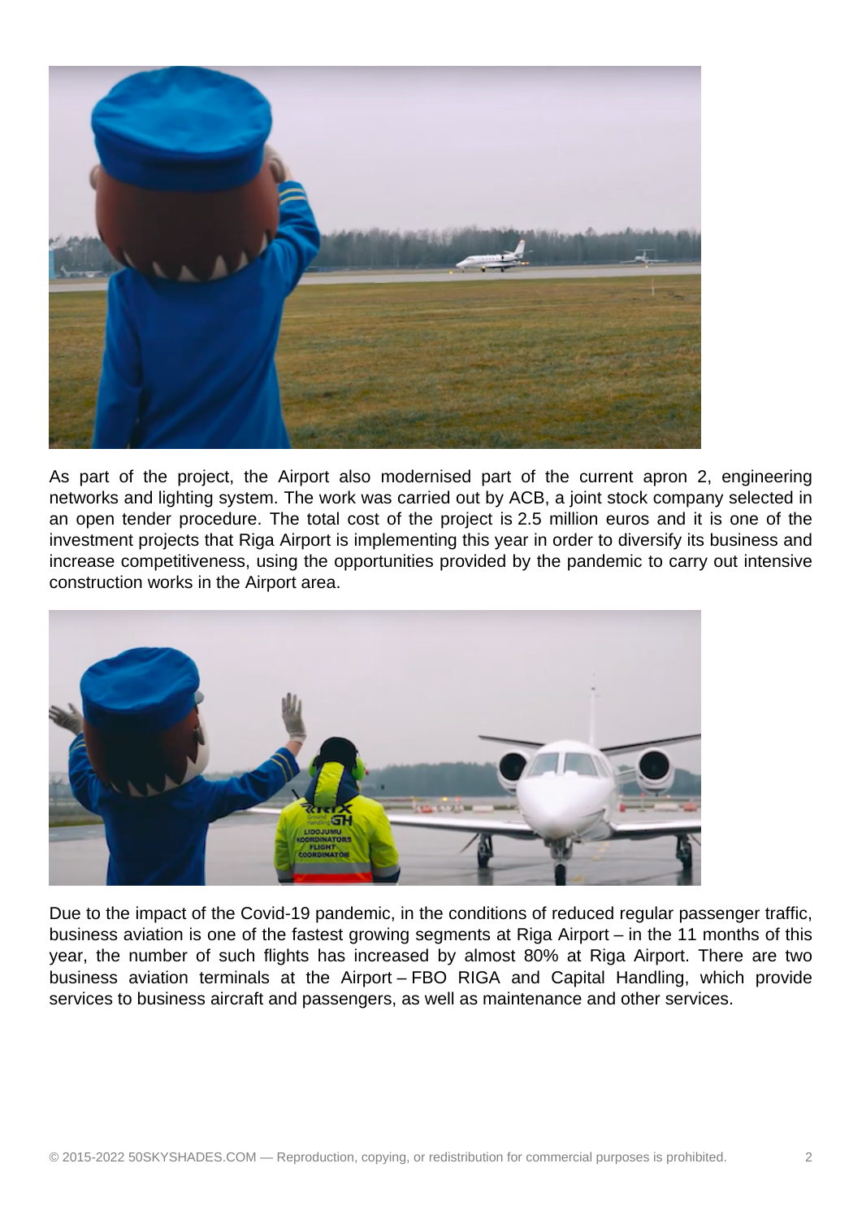As part of the project, the Airport also modernised part of the current apron 2, engineering networks and lighting system. The work was carried out by ACB, a joint stock company selected in an open tender procedure. The total cost of the project is 2.5 million euros and it is one of the investment projects that Riga Airport is implementing this year in order to diversify its business and increase competitiveness, using the opportunities provided by the pandemic to carry out intensive construction works in the Airport area.

Due to the impact of the Covid-19 pandemic, in the conditions of reduced regular passenger traffic, business aviation is one of the fastest growing segments at Riga Airport – in the 11 months of this year, the number of such flights has increased by almost 80% at Riga Airport. There are two business aviation terminals at the Airport – FBO RIGA and Capital Handling, which provide services to business aircraft and passengers, as well as maintenance and other services.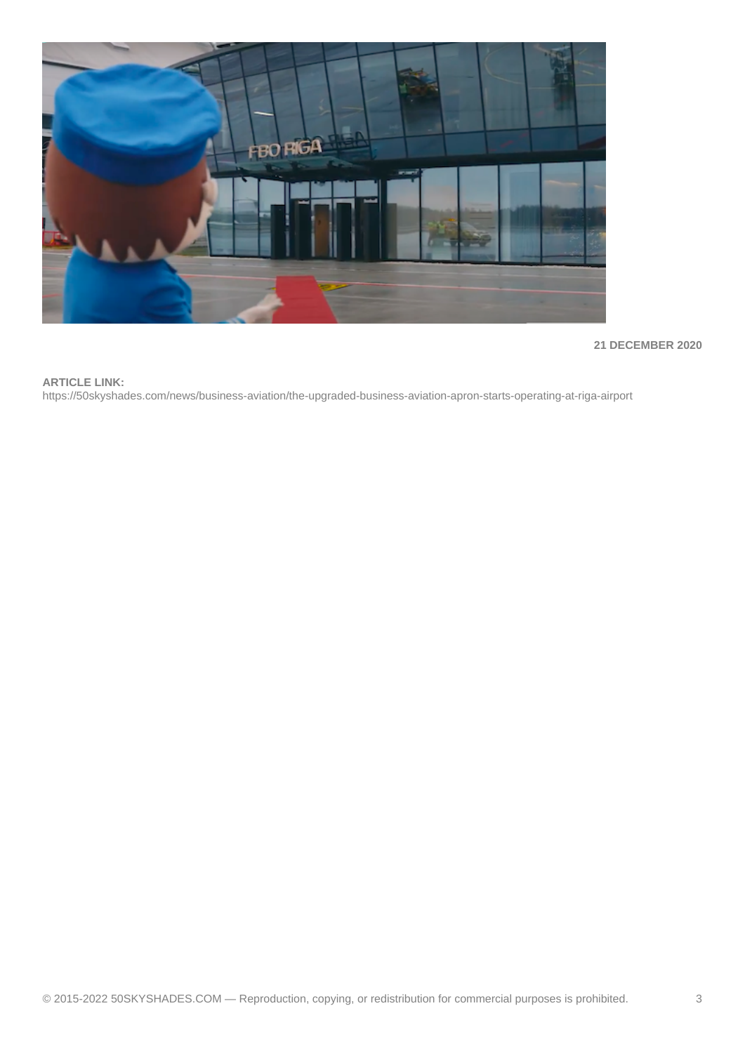**21 DECEMBER 2020**

**ARTICLE LINK:**
https://50skyshades.com/news/business-aviation/the-upgraded-business-aviation-apron-starts-operating-at-riga-airport